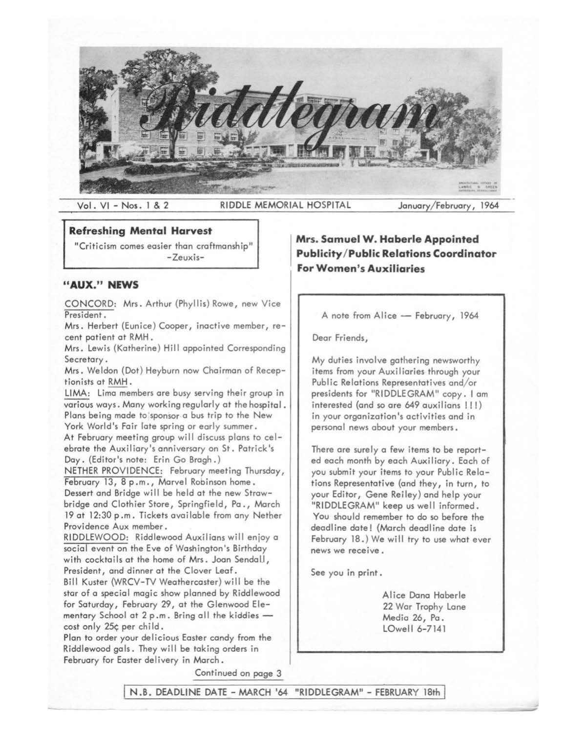# Riddlegram

Vol. VI - Nos. 1 & 2 RIDDLE MEMORIAL HOSPITAL January/February, 1964

## Refreshing Mental Harvest

"Criticism comes easier than craftmanship"
-Zeuxis-

## "AUX." NEWS

CONCORD: Mrs. Arthur (Phyllis) Rowe, new Vice President.

Mrs. Herbert (Eunice) Cooper, inactive member, recent patient at RMH.

Mrs. Lewis (Katherine) Hill appointed Corresponding Secretary.

Mrs. Weldon (Dot) Heyburn now Chairman of Receptionists at RMH.

LIMA: Lima members are busy serving their group in various ways. Many working regularly at the hospital. Plans being made to sponsor a bus trip to the New York World's Fair late spring or early summer.

At February meeting group will discuss plans to celebrate the Auxiliary's anniversary on St. Patrick's Day. (Editor's note: Erin Go Bragh.)

NETHER PROVIDENCE: February meeting Thursday, February 13, 8 p.m., Marvel Robinson home.

Dessert and Bridge will be held at the new Strawbridge and Clothier Store, Springfield, Pa., March 19 at 12:30 p.m. Tickets available from any Nether Providence Aux member.

RIDDLEWOOD: Riddlewood Auxilians will enjoy a social event on the Eve of Washington's Birthday with cocktails at the home of Mrs. Joan Sendall, President, and dinner at the Clover Leaf.

Bill Kuster (WRCV-TV Weathercaster) will be the star of a special magic show planned by Riddlewood for Saturday, February 29, at the Glenwood Elementary School at 2 p.m. Bring all the kiddies — cost only 25¢ per child.

Plan to order your delicious Easter candy from the Riddlewood gals. They will be taking orders in February for Easter delivery in March.

Continued on page 3

## Mrs. Samuel W. Haberle Appointed Publicity/Public Relations Coordinator For Women's Auxiliaries

A note from Alice — February, 1964

Dear Friends,

My duties involve gathering newsworthy items from your Auxiliaries through your Public Relations Representatives and/or presidents for "RIDDLEGRAM" copy. I am interested (and so are 649 auxilians !!!) in your organization's activities and in personal news about your members.

There are surely a few items to be reported each month by each Auxiliary. Each of you submit your items to your Public Relations Representative (and they, in turn, to your Editor, Gene Reiley) and help your "RIDDLEGRAM" keep us well informed. You should remember to do so before the deadline date! (March deadline date is February 18.) We will try to use what ever news we receive.

See you in print.

Alice Dana Haberle
22 War Trophy Lane
Media 26, Pa.
LOwell 6-7141

N.B. DEADLINE DATE - MARCH '64 "RIDDLEGRAM" - FEBRUARY 18th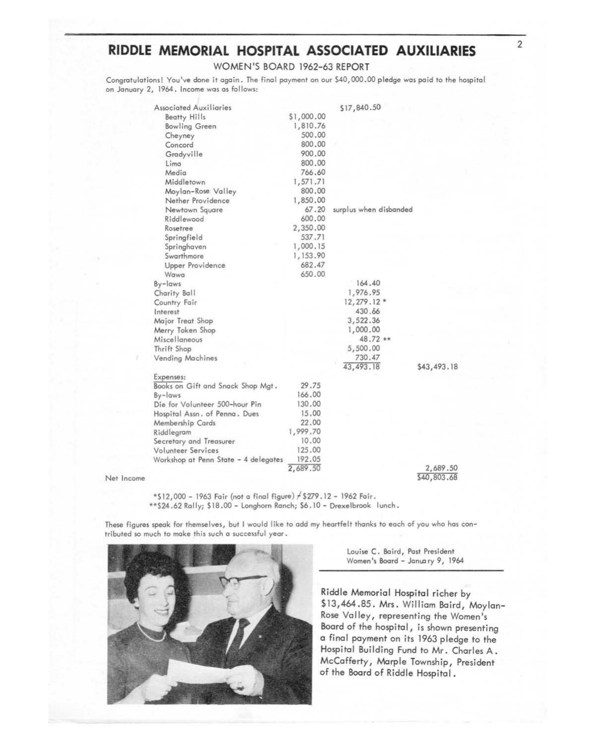# RIDDLE MEMORIAL HOSPITAL ASSOCIATED AUXILIARIES

## WOMEN'S BOARD 1962-63 REPORT

Congratulations! You've done it again. The final payment on our $40,000.00 pledge was paid to the hospital on January 2, 1964. Income was as follows:

| | | | |
|---|---|---|---|
| Associated Auxiliaries | | $17,840.50 | |
| Beatty Hills | $1,000.00 | | |
| Bowling Green | 1,810.76 | | |
| Cheyney | 500.00 | | |
| Concord | 800.00 | | |
| Gradyville | 900.00 | | |
| Lima | 800.00 | | |
| Media | 766.60 | | |
| Middletown | 1,571.71 | | |
| Moylan-Rose Valley | 800.00 | | |
| Nether Providence | 1,850.00 | | |
| Newtown Square | 67.20 | surplus when disbanded | |
| Riddlewood | 600.00 | | |
| Rosetree | 2,350.00 | | |
| Springfield | 537.71 | | |
| Springhaven | 1,000.15 | | |
| Swarthmore | 1,153.90 | | |
| Upper Providence | 682.47 | | |
| Wawa | 650.00 | | |
| By-laws | | 164.40 | |
| Charity Ball | | 1,976.95 | |
| Country Fair | | 12,279.12 * | |
| Interest | | 430.66 | |
| Major Treat Shop | | 3,522.36 | |
| Merry Token Shop | | 1,000.00 | |
| Miscellaneous | | 48.72 ** | |
| Thrift Shop | | 5,500.00 | |
| Vending Machines | | 730.47 | |
| | | 43,493.18 | $43,493.18 |
| Expenses: | | | |
| Books on Gift and Snack Shop Mgt. | 29.75 | | |
| By-laws | 166.00 | | |
| Die for Volunteer 500-hour Pin | 130.00 | | |
| Hospital Assn. of Penna. Dues | 15.00 | | |
| Membership Cards | 22.00 | | |
| Riddlegram | 1,999.70 | | |
| Secretary and Treasurer | 10.00 | | |
| Volunteer Services | 125.00 | | |
| Workshop at Penn State - 4 delegates | 192.05 | | |
| | 2,689.50 | | 2,689.50 |
| Net Income | | | $40,803.68 |

*$12,000 - 1963 Fair (not a final figure) + $279.12 - 1962 Fair.
**$24.62 Rally; $18.00 - Longhorn Ranch; $6.10 - Drexelbrook lunch.

These figures speak for themselves, but I would like to add my heartfelt thanks to each of you who has contributed so much to make this such a successful year.

Louise C. Baird, Past President
Women's Board - January 9, 1964

Riddle Memorial Hospital richer by $13,464.85. Mrs. William Baird, Moylan-Rose Valley, representing the Women's Board of the hospital, is shown presenting a final payment on its 1963 pledge to the Hospital Building Fund to Mr. Charles A. McCafferty, Marple Township, President of the Board of Riddle Hospital.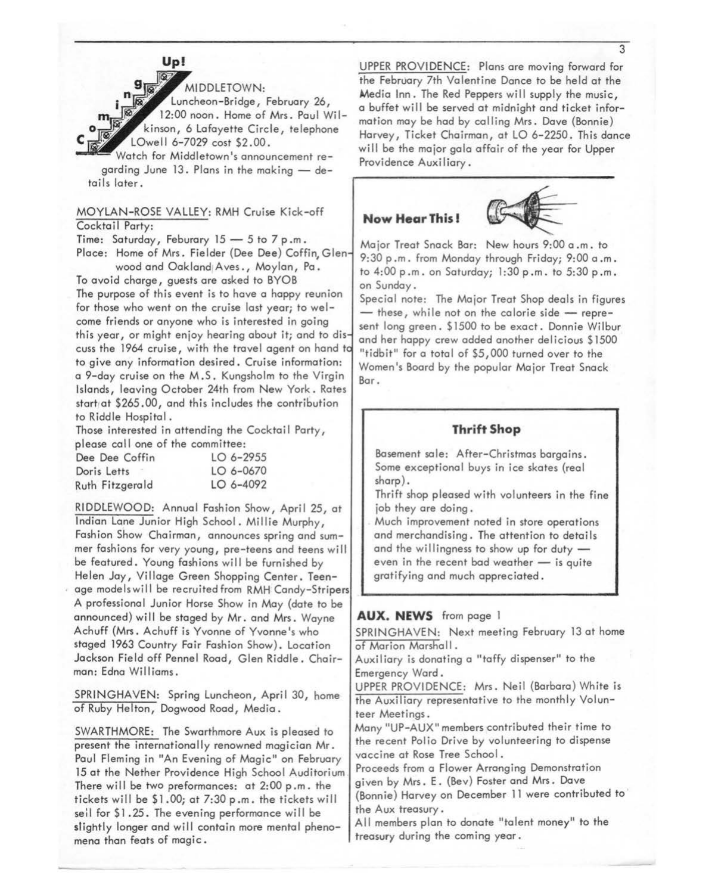## Coming Up!

MIDDLETOWN: Luncheon-Bridge, February 26, 12:00 noon. Home of Mrs. Paul Wilkinson, 6 Lafayette Circle, telephone LOwell 6-7029 cost $2.00.

Watch for Middletown's announcement regarding June 13. Plans in the making — details later.

MOYLAN-ROSE VALLEY: RMH Cruise Kick-off Cocktail Party:

Time: Saturday, Feburary 15 — 5 to 7 p.m.

Place: Home of Mrs. Fielder (Dee Dee) Coffin, Glenwood and Oakland Aves., Moylan, Pa.

To avoid charge, guests are asked to BYOB

The purpose of this event is to have a happy reunion for those who went on the cruise last year; to welcome friends or anyone who is interested in going this year, or might enjoy hearing about it; and to discuss the 1964 cruise, with the travel agent on hand to to give any information desired. Cruise information: a 9-day cruise on the M.S. Kungsholm to the Virgin Islands, leaving October 24th from New York. Rates start at $265.00, and this includes the contribution to Riddle Hospital.

Those interested in attending the Cocktail Party, please call one of the committee:

| | |
|---|---|
| Dee Dee Coffin | LO 6-2955 |
| Doris Letts | LO 6-0670 |
| Ruth Fitzgerald | LO 6-4092 |

RIDDLEWOOD: Annual Fashion Show, April 25, at Indian Lane Junior High School. Millie Murphy, Fashion Show Chairman, announces spring and summer fashions for very young, pre-teens and teens will be featured. Young fashions will be furnished by Helen Jay, Village Green Shopping Center. Teenage models will be recruited from RMH Candy-Stripers A professional Junior Horse Show in May (date to be announced) will be staged by Mr. and Mrs. Wayne Achuff (Mrs. Achuff is Yvonne of Yvonne's who staged 1963 Country Fair Fashion Show). Location Jackson Field off Pennel Road, Glen Riddle. Chairman: Edna Williams.

SPRINGHAVEN: Spring Luncheon, April 30, home of Ruby Helton, Dogwood Road, Media.

SWARTHMORE: The Swarthmore Aux is pleased to present the internationally renowned magician Mr. Paul Fleming in "An Evening of Magic" on February 15 at the Nether Providence High School Auditorium There will be two preformances: at 2:00 p.m. the tickets will be $1.00; at 7:30 p.m. the tickets will sell for $1.25. The evening performance will be slightly longer and will contain more mental phenomena than feats of magic.

UPPER PROVIDENCE: Plans are moving forward for the February 7th Valentine Dance to be held at the Media Inn. The Red Peppers will supply the music, a buffet will be served at midnight and ticket information may be had by calling Mrs. Dave (Bonnie) Harvey, Ticket Chairman, at LO 6-2250. This dance will be the major gala affair of the year for Upper Providence Auxiliary.

## Now Hear This!

Major Treat Snack Bar: New hours 9:00 a.m. to 9:30 p.m. from Monday through Friday; 9:00 a.m. to 4:00 p.m. on Saturday; 1:30 p.m. to 5:30 p.m. on Sunday.

Special note: The Major Treat Shop deals in figures — these, while not on the calorie side — represent long green. $1500 to be exact. Donnie Wilbur and her happy crew added another delicious $1500 "tidbit" for a total of $5,000 turned over to the Women's Board by the popular Major Treat Snack Bar.

## Thrift Shop

Basement sale: After-Christmas bargains. Some exceptional buys in ice skates (real sharp).

Thrift shop pleased with volunteers in the fine job they are doing.

Much improvement noted in store operations and merchandising. The attention to details and the willingness to show up for duty — even in the recent bad weather — is quite gratifying and much appreciated.

## AUX. NEWS from page 1

SPRINGHAVEN: Next meeting February 13 at home of Marion Marshall.

Auxiliary is donating a "taffy dispenser" to the Emergency Ward.

UPPER PROVIDENCE: Mrs. Neil (Barbara) White is the Auxiliary representative to the monthly Volunteer Meetings.

Many "UP-AUX" members contributed their time to the recent Polio Drive by volunteering to dispense vaccine at Rose Tree School.

Proceeds from a Flower Arranging Demonstration given by Mrs. E. (Bev) Foster and Mrs. Dave (Bonnie) Harvey on December 11 were contributed to the Aux treasury.

All members plan to donate "talent money" to the treasury during the coming year.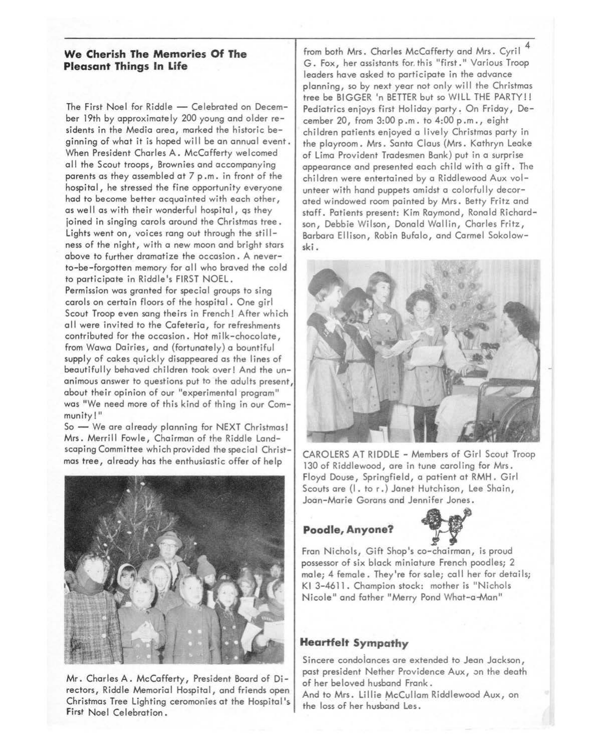## We Cherish The Memories Of The Pleasant Things In Life

The First Noel for Riddle — Celebrated on December 19th by approximately 200 young and older residents in the Media area, marked the historic beginning of what it is hoped will be an annual event. When President Charles A. McCafferty welcomed all the Scout troops, Brownies and accompanying parents as they assembled at 7 p.m. in front of the hospital, he stressed the fine opportunity everyone had to become better acquainted with each other, as well as with their wonderful hospital, as they joined in singing carols around the Christmas tree. Lights went on, voices rang out through the stillness of the night, with a new moon and bright stars above to further dramatize the occasion. A never-to-be-forgotten memory for all who braved the cold to participate in Riddle's FIRST NOEL.

Permission was granted for special groups to sing carols on certain floors of the hospital. One girl Scout Troop even sang theirs in French! After which all were invited to the Cafeteria, for refreshments contributed for the occasion. Hot milk-chocolate, from Wawa Dairies, and (fortunately) a bountiful supply of cakes quickly disappeared as the lines of beautifully behaved children took over! And the unanimous answer to questions put to the adults present, about their opinion of our "experimental program" was "We need more of this kind of thing in our Community!"

So — We are already planning for NEXT Christmas! Mrs. Merrill Fowle, Chairman of the Riddle Landscaping Committee which provided the special Christmas tree, already has the enthusiastic offer of help from both Mrs. Charles McCafferty and Mrs. Cyril G. Fox, her assistants for this "first." Various Troop leaders have asked to participate in the advance planning, so by next year not only will the Christmas tree be BIGGER 'n BETTER but so WILL THE PARTY!!

Mr. Charles A. McCafferty, President Board of Directors, Riddle Memorial Hospital, and friends open Christmas Tree Lighting ceremonies at the Hospital's First Noel Celebration.

Pediatrics enjoys first Holiday party. On Friday, December 20, from 3:00 p.m. to 4:00 p.m., eight children patients enjoyed a lively Christmas party in the playroom. Mrs. Santa Claus (Mrs. Kathryn Leake of Lima Provident Tradesmen Bank) put in a surprise appearance and presented each child with a gift. The children were entertained by a Riddlewood Aux volunteer with hand puppets amidst a colorfully decorated windowed room painted by Mrs. Betty Fritz and staff. Patients present: Kim Raymond, Ronald Richardson, Debbie Wilson, Donald Wallin, Charles Fritz, Barbara Ellison, Robin Bufalo, and Carmel Sokolowski.

CAROLERS AT RIDDLE - Members of Girl Scout Troop 130 of Riddlewood, are in tune caroling for Mrs. Floyd Douse, Springfield, a patient at RMH. Girl Scouts are (l. to r.) Janet Hutchison, Lee Shain, Joan-Marie Gorans and Jennifer Jones.

## Poodle, Anyone?

Fran Nichols, Gift Shop's co-chairman, is proud possessor of six black miniature French poodles; 2 male; 4 female. They're for sale; call her for details; KI 3-4611. Champion stock: mother is "Nichols Nicole" and father "Merry Pond What-a-Man"

## Heartfelt Sympathy

Sincere condolances are extended to Jean Jackson, past president Nether Providence Aux, on the death of her beloved husband Frank.

And to Mrs. Lillie McCullam Riddlewood Aux, on the loss of her husband Les.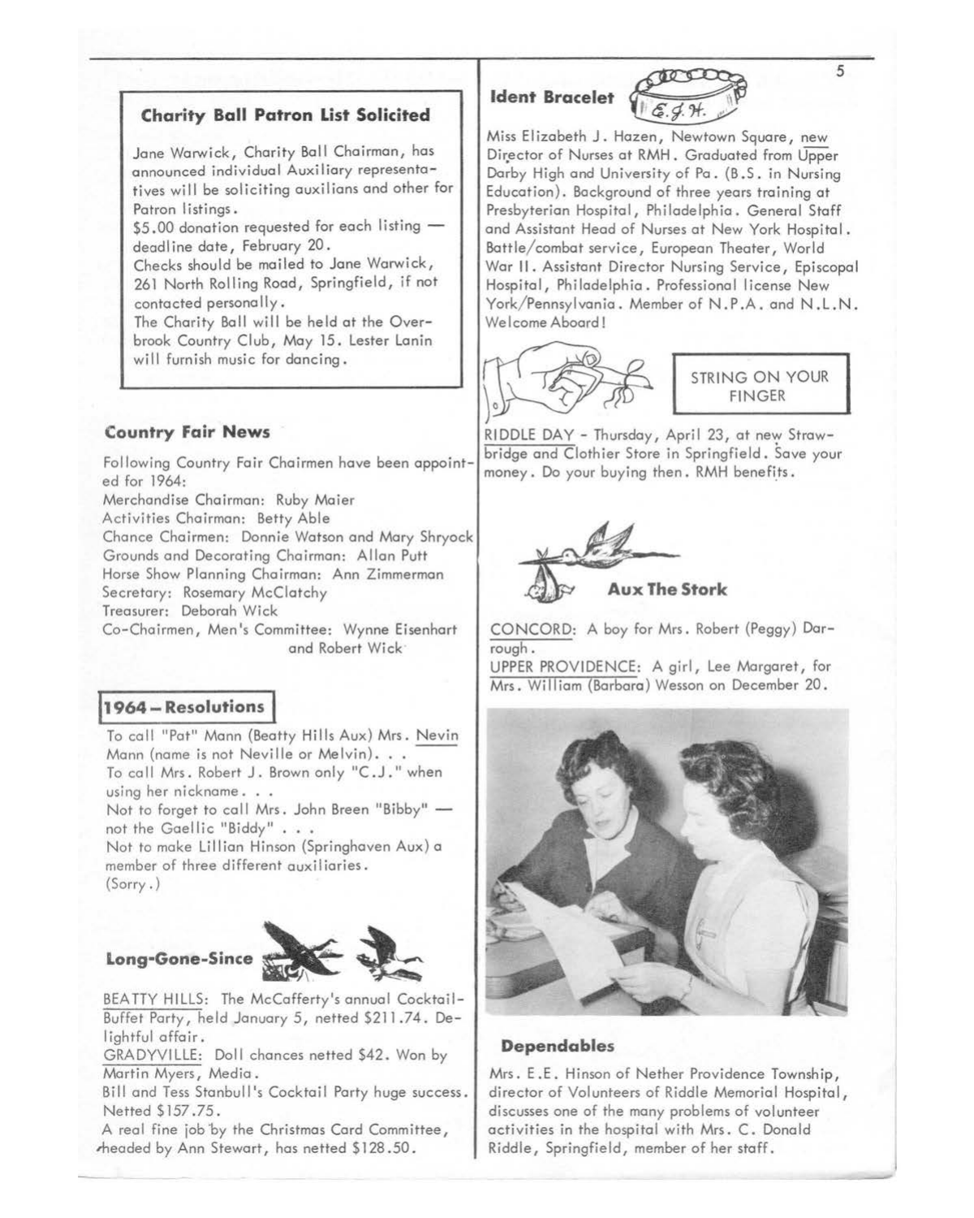## Charity Ball Patron List Solicited

Jane Warwick, Charity Ball Chairman, has announced individual Auxiliary representatives will be soliciting auxilians and other for Patron listings.

$5.00 donation requested for each listing — deadline date, February 20.

Checks should be mailed to Jane Warwick, 261 North Rolling Road, Springfield, if not contacted personally.

The Charity Ball will be held at the Overbrook Country Club, May 15. Lester Lanin will furnish music for dancing.

## Country Fair News

Following Country Fair Chairmen have been appointed for 1964:

Merchandise Chairman: Ruby Maier
Activities Chairman: Betty Able
Chance Chairmen: Donnie Watson and Mary Shryock
Grounds and Decorating Chairman: Allan Putt
Horse Show Planning Chairman: Ann Zimmerman
Secretary: Rosemary McClatchy
Treasurer: Deborah Wick
Co-Chairmen, Men's Committee: Wynne Eisenhart and Robert Wick

## 1964 – Resolutions

To call "Pat" Mann (Beatty Hills Aux) Mrs. Nevin Mann (name is not Neville or Melvin). . .
To call Mrs. Robert J. Brown only "C.J." when using her nickname. . .
Not to forget to call Mrs. John Breen "Bibby" — not the Gaellic "Biddy" . . .
Not to make Lillian Hinson (Springhaven Aux) a member of three different auxiliaries.
(Sorry.)

## Long-Gone-Since

BEATTY HILLS: The McCafferty's annual Cocktail-Buffet Party, held January 5, netted $211.74. Delightful affair.

GRADYVILLE: Doll chances netted $42. Won by Martin Myers, Media.

Bill and Tess Stanbull's Cocktail Party huge success. Netted $157.75.

A real fine job by the Christmas Card Committee, headed by Ann Stewart, has netted $128.50.

## Ident Bracelet

E.J.H.

Miss Elizabeth J. Hazen, Newtown Square, new Director of Nurses at RMH. Graduated from Upper Darby High and University of Pa. (B.S. in Nursing Education). Background of three years training at Presbyterian Hospital, Philadelphia. General Staff and Assistant Head of Nurses at New York Hospital. Battle/combat service, European Theater, World War II. Assistant Director Nursing Service, Episcopal Hospital, Philadelphia. Professional license New York/Pennsylvania. Member of N.P.A. and N.L.N. Welcome Aboard!

## STRING ON YOUR FINGER

RIDDLE DAY - Thursday, April 23, at new Strawbridge and Clothier Store in Springfield. Save your money. Do your buying then. RMH benefits.

## Aux The Stork

CONCORD: A boy for Mrs. Robert (Peggy) Darrough.

UPPER PROVIDENCE: A girl, Lee Margaret, for Mrs. William (Barbara) Wesson on December 20.

## Dependables

Mrs. E.E. Hinson of Nether Providence Township, director of Volunteers of Riddle Memorial Hospital, discusses one of the many problems of volunteer activities in the hospital with Mrs. C. Donald Riddle, Springfield, member of her staff.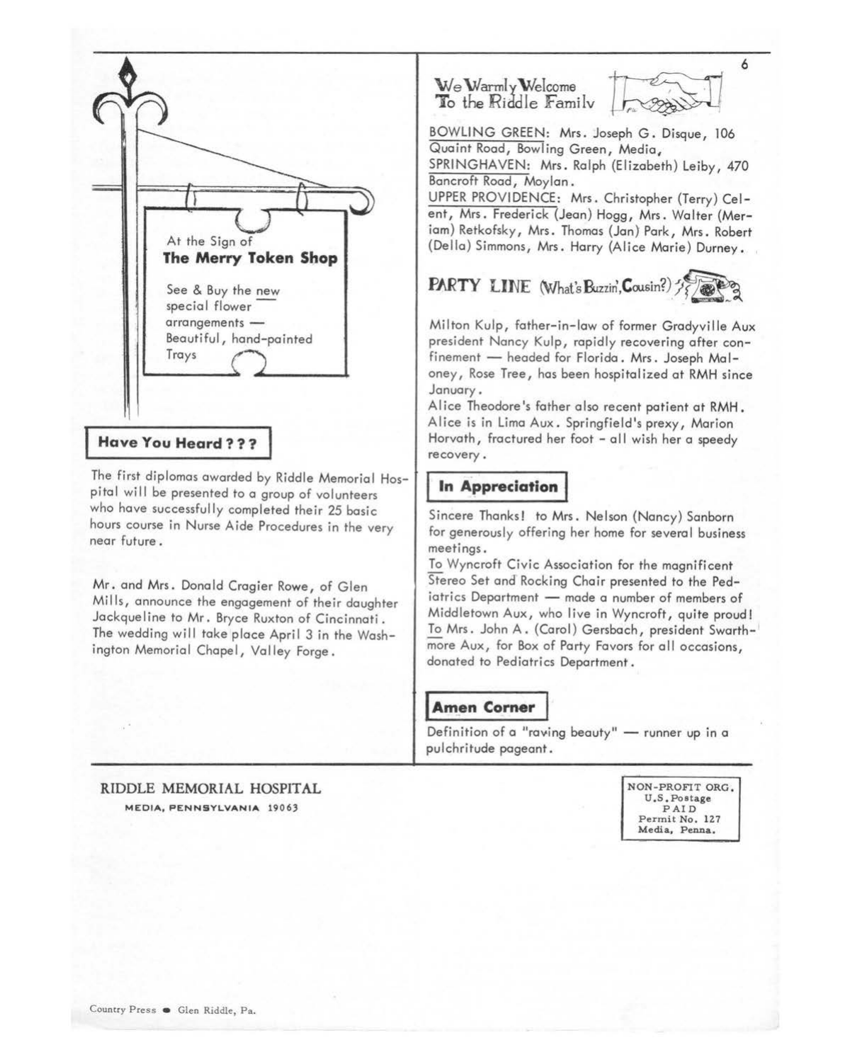At the Sign of

**The Merry Token Shop**

See & Buy the new special flower arrangements — Beautiful, hand-painted Trays

## Have You Heard ???

The first diplomas awarded by Riddle Memorial Hospital will be presented to a group of volunteers who have successfully completed their 25 basic hours course in Nurse Aide Procedures in the very near future.

Mr. and Mrs. Donald Cragier Rowe, of Glen Mills, announce the engagement of their daughter Jackqueline to Mr. Bryce Ruxton of Cincinnati. The wedding will take place April 3 in the Washington Memorial Chapel, Valley Forge.

## We Warmly Welcome To the Riddle Family

BOWLING GREEN: Mrs. Joseph G. Disque, 106 Quaint Road, Bowling Green, Media,

SPRINGHAVEN: Mrs. Ralph (Elizabeth) Leiby, 470 Bancroft Road, Moylan.

UPPER PROVIDENCE: Mrs. Christopher (Terry) Celent, Mrs. Frederick (Jean) Hogg, Mrs. Walter (Meriam) Retkofsky, Mrs. Thomas (Jan) Park, Mrs. Robert (Della) Simmons, Mrs. Harry (Alice Marie) Durney.

## PARTY LINE (What's Buzzin', Cousin?)

Milton Kulp, father-in-law of former Gradyville Aux president Nancy Kulp, rapidly recovering after confinement — headed for Florida. Mrs. Joseph Maloney, Rose Tree, has been hospitalized at RMH since January.

Alice Theodore's father also recent patient at RMH. Alice is in Lima Aux. Springfield's prexy, Marion Horvath, fractured her foot - all wish her a speedy recovery.

## In Appreciation

Sincere Thanks! to Mrs. Nelson (Nancy) Sanborn for generously offering her home for several business meetings.

To Wyncroft Civic Association for the magnificent Stereo Set and Rocking Chair presented to the Pediatrics Department — made a number of members of Middletown Aux, who live in Wyncroft, quite proud!

To Mrs. John A. (Carol) Gersbach, president Swarthmore Aux, for Box of Party Favors for all occasions, donated to Pediatrics Department.

## Amen Corner

Definition of a "raving beauty" — runner up in a pulchritude pageant.

RIDDLE MEMORIAL HOSPITAL
MEDIA, PENNSYLVANIA 19063

NON-PROFIT ORG.
U.S. Postage
PAID
Permit No. 127
Media, Penna.

Country Press • Glen Riddle, Pa.